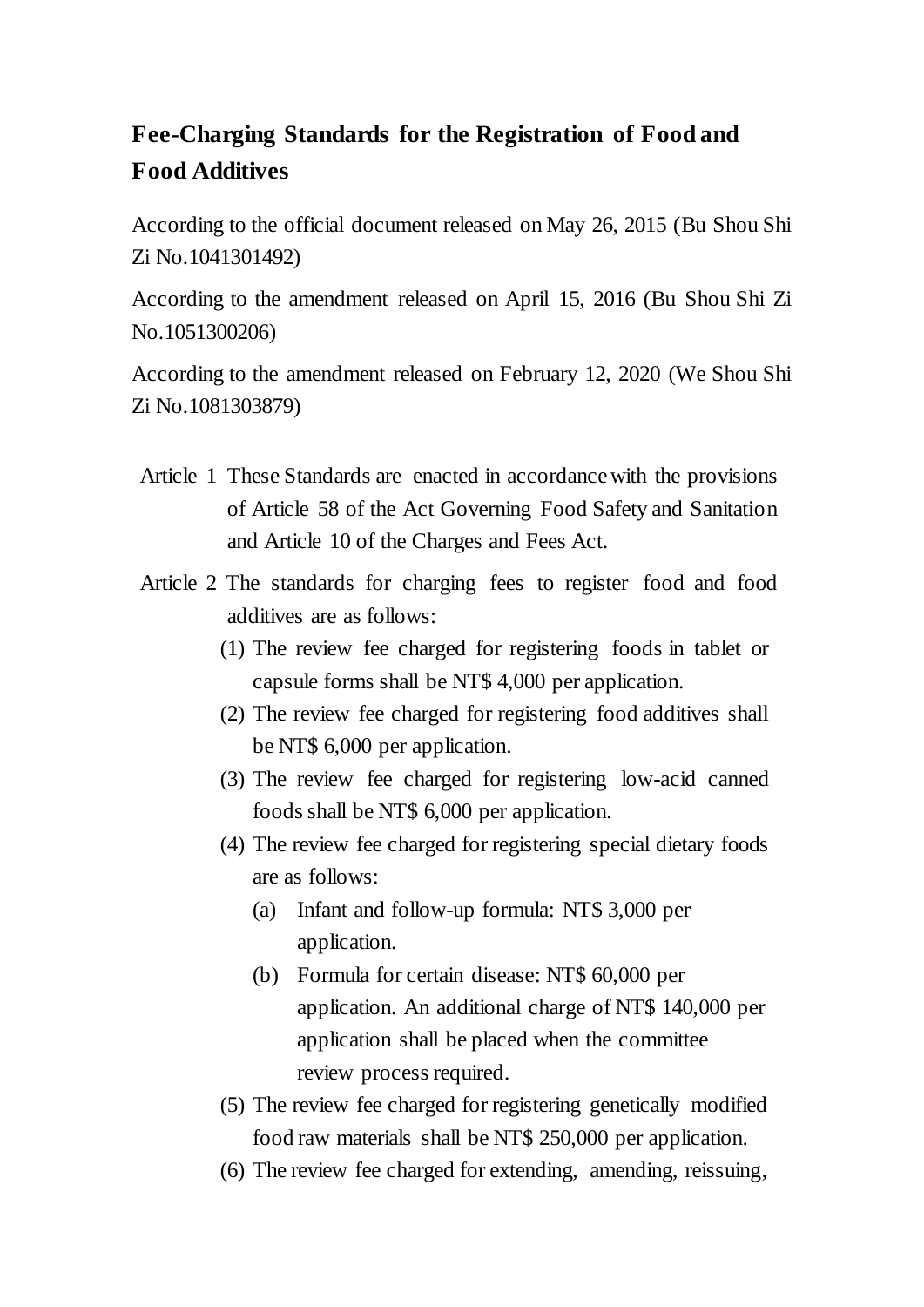# Fee-Charging Standards for the Registration of Food and Food Additives

According to the official document released on May 26, 2015 (Bu Shou Shi Zi No.1041301492)

According to the amendment released on April 15, 2016 (Bu Shou Shi Zi No.1051300206)

According to the amendment released on February 12, 2020 (We Shou Shi Zi No.1081303879)

Article 1 These Standards are enacted in accordance with the provisions of Article 58 of the Act Governing Food Safety and Sanitation and Article 10 of the Charges and Fees Act.

Article 2 The standards for charging fees to register food and food additives are as follows:

(1) The review fee charged for registering foods in tablet or capsule forms shall be NT$ 4,000 per application.

(2) The review fee charged for registering food additives shall be NT$ 6,000 per application.

(3) The review fee charged for registering low-acid canned foods shall be NT$ 6,000 per application.

(4) The review fee charged for registering special dietary foods are as follows:

(a) Infant and follow-up formula: NT$ 3,000 per application.

(b) Formula for certain disease: NT$ 60,000 per application. An additional charge of NT$ 140,000 per application shall be placed when the committee review process required.

(5) The review fee charged for registering genetically modified food raw materials shall be NT$ 250,000 per application.

(6) The review fee charged for extending, amending, reissuing,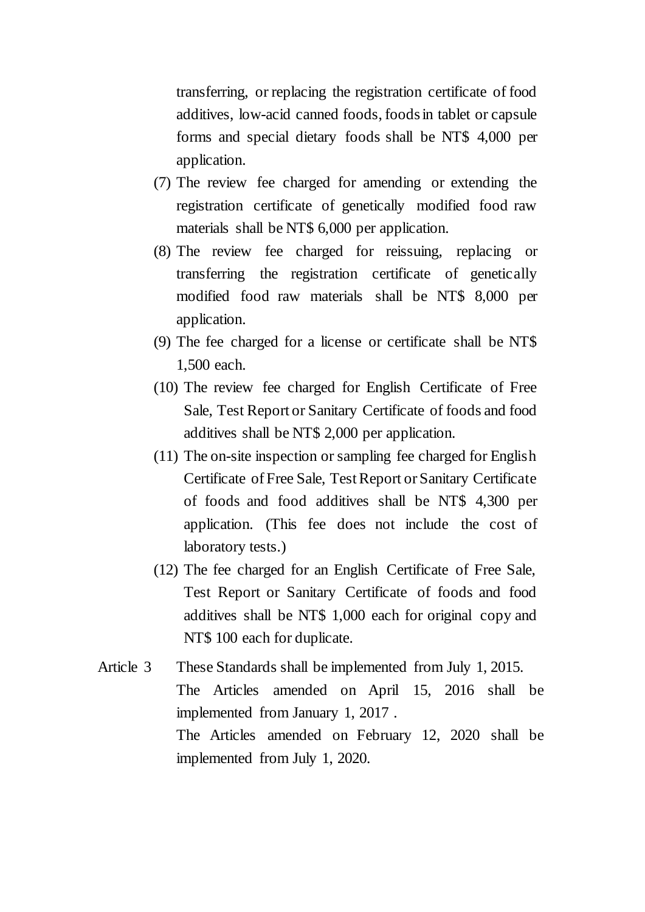transferring, or replacing the registration certificate of food additives, low-acid canned foods, foods in tablet or capsule forms and special dietary foods shall be NT$ 4,000 per application.

(7) The review fee charged for amending or extending the registration certificate of genetically modified food raw materials shall be NT$ 6,000 per application.

(8) The review fee charged for reissuing, replacing or transferring the registration certificate of genetically modified food raw materials shall be NT$ 8,000 per application.

(9) The fee charged for a license or certificate shall be NT$ 1,500 each.

(10) The review fee charged for English Certificate of Free Sale, Test Report or Sanitary Certificate of foods and food additives shall be NT$ 2,000 per application.

(11) The on-site inspection or sampling fee charged for English Certificate of Free Sale, Test Report or Sanitary Certificate of foods and food additives shall be NT$ 4,300 per application. (This fee does not include the cost of laboratory tests.)

(12) The fee charged for an English Certificate of Free Sale, Test Report or Sanitary Certificate of foods and food additives shall be NT$ 1,000 each for original copy and NT$ 100 each for duplicate.

Article 3 These Standards shall be implemented from July 1, 2015.

The Articles amended on April 15, 2016 shall be implemented from January 1, 2017 .

The Articles amended on February 12, 2020 shall be implemented from July 1, 2020.